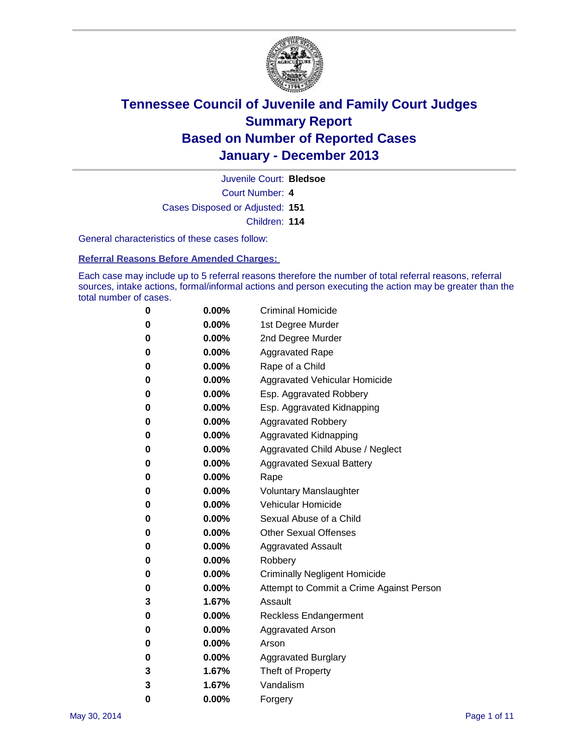# Tennessee Council of Juvenile and Family Court Judges
## Summary Report
## Based on Number of Reported Cases
## January - December 2013

Juvenile Court: **Bledsoe**
Court Number: **4**
Cases Disposed or Adjusted: **151**
Children: **114**

General characteristics of these cases follow:

### Referral Reasons Before Amended Charges:

Each case may include up to 5 referral reasons therefore the number of total referral reasons, referral sources, intake actions, formal/informal actions and person executing the action may be greater than the total number of cases.

| Count | Percent | Referral Reason |
|---|---|---|
| 0 | 0.00% | Criminal Homicide |
| 0 | 0.00% | 1st Degree Murder |
| 0 | 0.00% | 2nd Degree Murder |
| 0 | 0.00% | Aggravated Rape |
| 0 | 0.00% | Rape of a Child |
| 0 | 0.00% | Aggravated Vehicular Homicide |
| 0 | 0.00% | Esp. Aggravated Robbery |
| 0 | 0.00% | Esp. Aggravated Kidnapping |
| 0 | 0.00% | Aggravated Robbery |
| 0 | 0.00% | Aggravated Kidnapping |
| 0 | 0.00% | Aggravated Child Abuse / Neglect |
| 0 | 0.00% | Aggravated Sexual Battery |
| 0 | 0.00% | Rape |
| 0 | 0.00% | Voluntary Manslaughter |
| 0 | 0.00% | Vehicular Homicide |
| 0 | 0.00% | Sexual Abuse of a Child |
| 0 | 0.00% | Other Sexual Offenses |
| 0 | 0.00% | Aggravated Assault |
| 0 | 0.00% | Robbery |
| 0 | 0.00% | Criminally Negligent Homicide |
| 0 | 0.00% | Attempt to Commit a Crime Against Person |
| 3 | 1.67% | Assault |
| 0 | 0.00% | Reckless Endangerment |
| 0 | 0.00% | Aggravated Arson |
| 0 | 0.00% | Arson |
| 0 | 0.00% | Aggravated Burglary |
| 3 | 1.67% | Theft of Property |
| 3 | 1.67% | Vandalism |
| 0 | 0.00% | Forgery |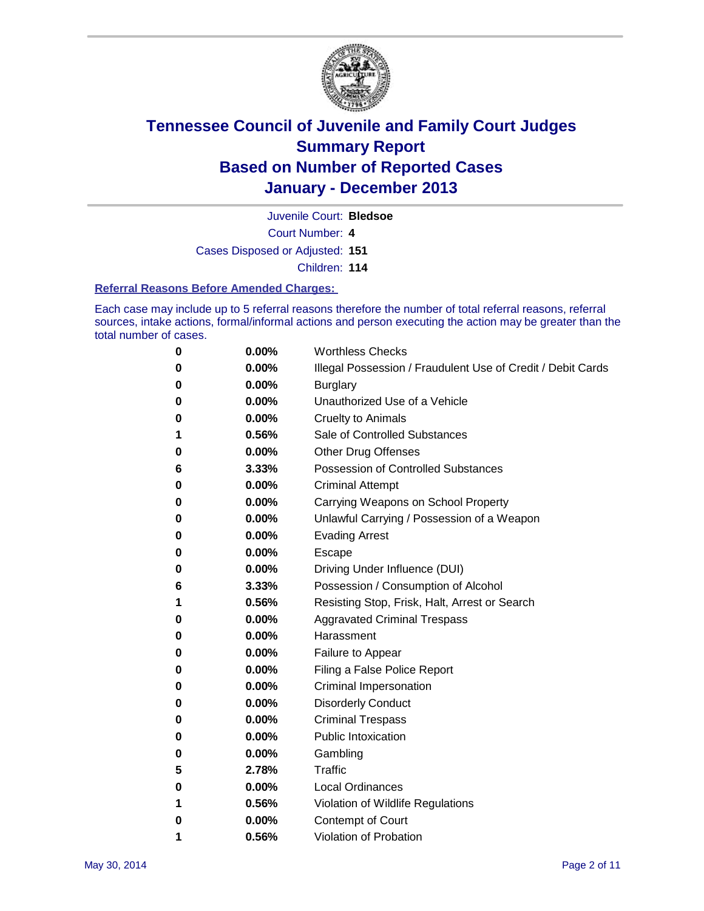# Tennessee Council of Juvenile and Family Court Judges
# Summary Report
# Based on Number of Reported Cases
# January - December 2013

Juvenile Court: **Bledsoe**

Court Number: **4**

Cases Disposed or Adjusted: **151**

Children: **114**

### Referral Reasons Before Amended Charges:

Each case may include up to 5 referral reasons therefore the number of total referral reasons, referral sources, intake actions, formal/informal actions and person executing the action may be greater than the total number of cases.

| | | |
|---|---|---|
| 0 | 0.00% | Worthless Checks |
| 0 | 0.00% | Illegal Possession / Fraudulent Use of Credit / Debit Cards |
| 0 | 0.00% | Burglary |
| 0 | 0.00% | Unauthorized Use of a Vehicle |
| 0 | 0.00% | Cruelty to Animals |
| 1 | 0.56% | Sale of Controlled Substances |
| 0 | 0.00% | Other Drug Offenses |
| 6 | 3.33% | Possession of Controlled Substances |
| 0 | 0.00% | Criminal Attempt |
| 0 | 0.00% | Carrying Weapons on School Property |
| 0 | 0.00% | Unlawful Carrying / Possession of a Weapon |
| 0 | 0.00% | Evading Arrest |
| 0 | 0.00% | Escape |
| 0 | 0.00% | Driving Under Influence (DUI) |
| 6 | 3.33% | Possession / Consumption of Alcohol |
| 1 | 0.56% | Resisting Stop, Frisk, Halt, Arrest or Search |
| 0 | 0.00% | Aggravated Criminal Trespass |
| 0 | 0.00% | Harassment |
| 0 | 0.00% | Failure to Appear |
| 0 | 0.00% | Filing a False Police Report |
| 0 | 0.00% | Criminal Impersonation |
| 0 | 0.00% | Disorderly Conduct |
| 0 | 0.00% | Criminal Trespass |
| 0 | 0.00% | Public Intoxication |
| 0 | 0.00% | Gambling |
| 5 | 2.78% | Traffic |
| 0 | 0.00% | Local Ordinances |
| 1 | 0.56% | Violation of Wildlife Regulations |
| 0 | 0.00% | Contempt of Court |
| 1 | 0.56% | Violation of Probation |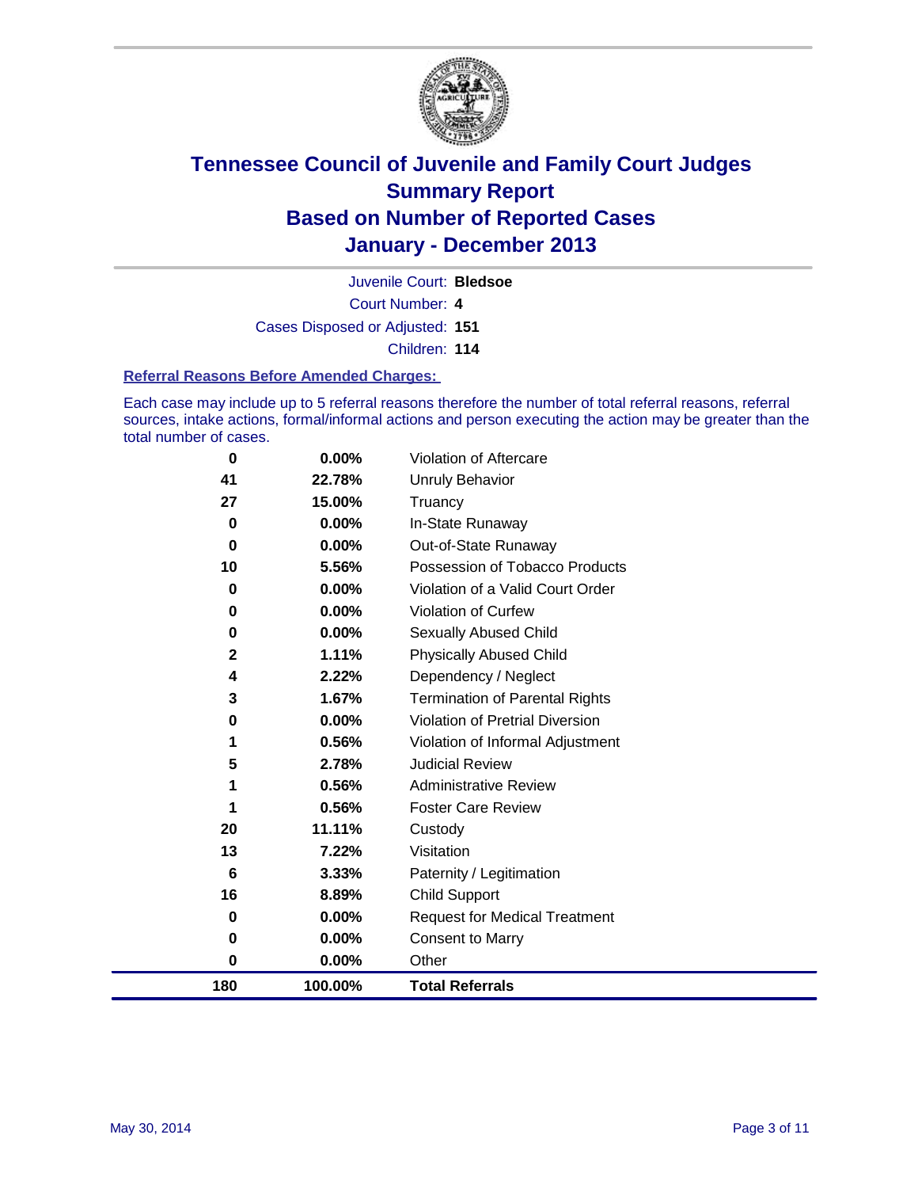# Tennessee Council of Juvenile and Family Court Judges
## Summary Report
## Based on Number of Reported Cases
## January - December 2013

Juvenile Court: **Bledsoe**
Court Number: **4**
Cases Disposed or Adjusted: **151**
Children: **114**

### Referral Reasons Before Amended Charges:

Each case may include up to 5 referral reasons therefore the number of total referral reasons, referral sources, intake actions, formal/informal actions and person executing the action may be greater than the total number of cases.

| Count | Percent | Referral Reason |
|---|---|---|
| 0 | 0.00% | Violation of Aftercare |
| 41 | 22.78% | Unruly Behavior |
| 27 | 15.00% | Truancy |
| 0 | 0.00% | In-State Runaway |
| 0 | 0.00% | Out-of-State Runaway |
| 10 | 5.56% | Possession of Tobacco Products |
| 0 | 0.00% | Violation of a Valid Court Order |
| 0 | 0.00% | Violation of Curfew |
| 0 | 0.00% | Sexually Abused Child |
| 2 | 1.11% | Physically Abused Child |
| 4 | 2.22% | Dependency / Neglect |
| 3 | 1.67% | Termination of Parental Rights |
| 0 | 0.00% | Violation of Pretrial Diversion |
| 1 | 0.56% | Violation of Informal Adjustment |
| 5 | 2.78% | Judicial Review |
| 1 | 0.56% | Administrative Review |
| 1 | 0.56% | Foster Care Review |
| 20 | 11.11% | Custody |
| 13 | 7.22% | Visitation |
| 6 | 3.33% | Paternity / Legitimation |
| 16 | 8.89% | Child Support |
| 0 | 0.00% | Request for Medical Treatment |
| 0 | 0.00% | Consent to Marry |
| 0 | 0.00% | Other |
| **180** | **100.00%** | **Total Referrals** |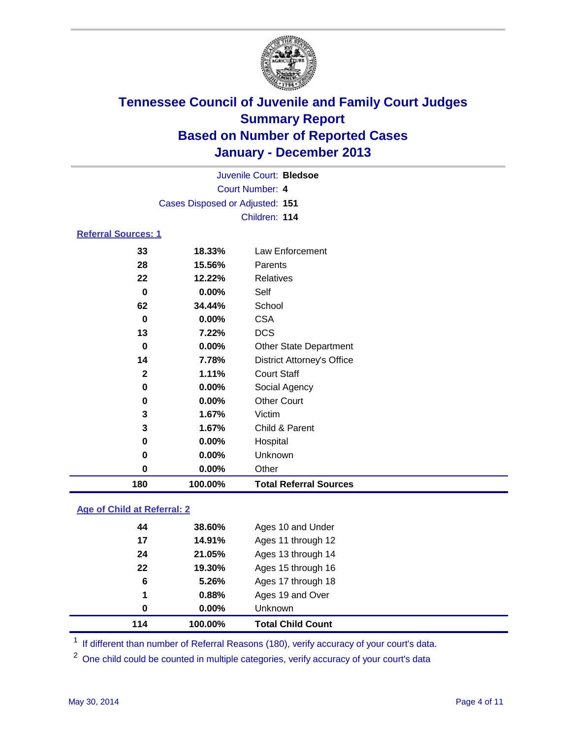# Tennessee Council of Juvenile and Family Court Judges
## Summary Report
## Based on Number of Reported Cases
## January - December 2013

Juvenile Court: **Bledsoe**
Court Number: **4**
Cases Disposed or Adjusted: **151**
Children: **114**

### Referral Sources: 1

| Count | Percent | Source |
|---|---|---|
| 33 | 18.33% | Law Enforcement |
| 28 | 15.56% | Parents |
| 22 | 12.22% | Relatives |
| 0 | 0.00% | Self |
| 62 | 34.44% | School |
| 0 | 0.00% | CSA |
| 13 | 7.22% | DCS |
| 0 | 0.00% | Other State Department |
| 14 | 7.78% | District Attorney's Office |
| 2 | 1.11% | Court Staff |
| 0 | 0.00% | Social Agency |
| 0 | 0.00% | Other Court |
| 3 | 1.67% | Victim |
| 3 | 1.67% | Child & Parent |
| 0 | 0.00% | Hospital |
| 0 | 0.00% | Unknown |
| 0 | 0.00% | Other |
| **180** | **100.00%** | **Total Referral Sources** |

### Age of Child at Referral: 2

| Count | Percent | Age |
|---|---|---|
| 44 | 38.60% | Ages 10 and Under |
| 17 | 14.91% | Ages 11 through 12 |
| 24 | 21.05% | Ages 13 through 14 |
| 22 | 19.30% | Ages 15 through 16 |
| 6 | 5.26% | Ages 17 through 18 |
| 1 | 0.88% | Ages 19 and Over |
| 0 | 0.00% | Unknown |
| **114** | **100.00%** | **Total Child Count** |

[1] If different than number of Referral Reasons (180), verify accuracy of your court's data.

[2] One child could be counted in multiple categories, verify accuracy of your court's data

May 30, 2014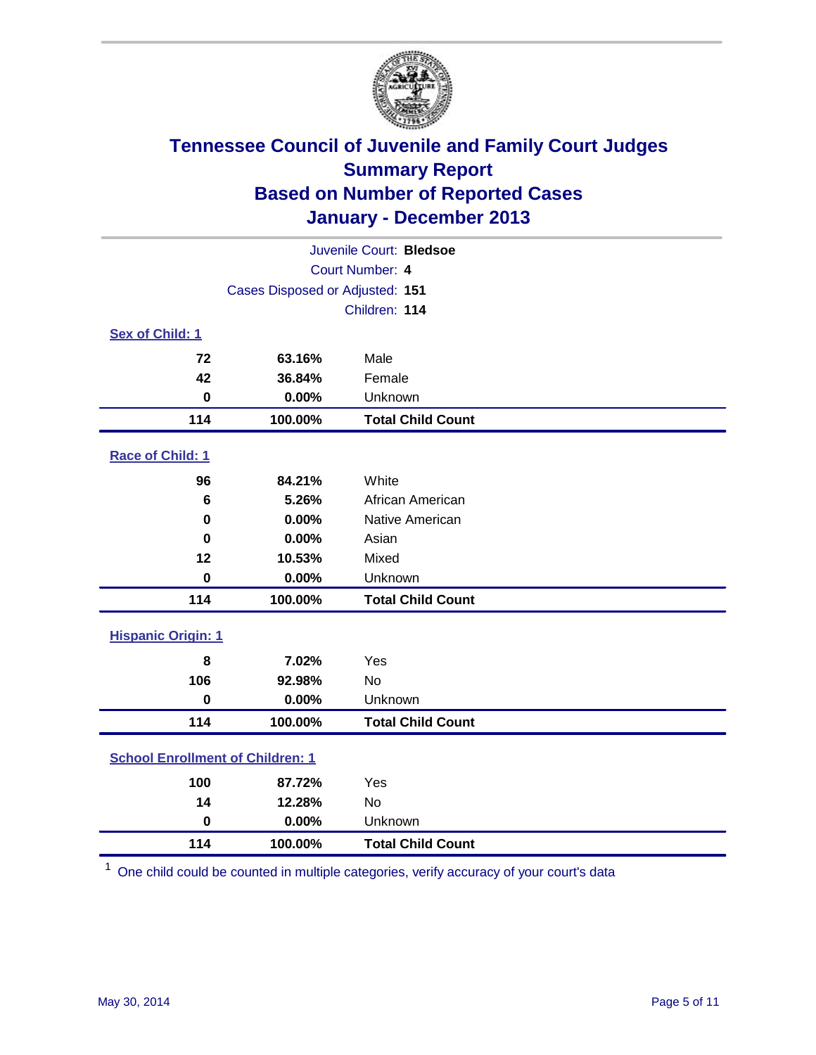# Tennessee Council of Juvenile and Family Court Judges
## Summary Report
## Based on Number of Reported Cases
## January - December 2013

Juvenile Court: **Bledsoe**
Court Number: **4**
Cases Disposed or Adjusted: **151**
Children: **114**

### Sex of Child: 1

| | | |
|---|---|---|
| 72 | 63.16% | Male |
| 42 | 36.84% | Female |
| 0 | 0.00% | Unknown |
| **114** | **100.00%** | **Total Child Count** |

### Race of Child: 1

| | | |
|---|---|---|
| 96 | 84.21% | White |
| 6 | 5.26% | African American |
| 0 | 0.00% | Native American |
| 0 | 0.00% | Asian |
| 12 | 10.53% | Mixed |
| 0 | 0.00% | Unknown |
| **114** | **100.00%** | **Total Child Count** |

### Hispanic Origin: 1

| | | |
|---|---|---|
| 8 | 7.02% | Yes |
| 106 | 92.98% | No |
| 0 | 0.00% | Unknown |
| **114** | **100.00%** | **Total Child Count** |

### School Enrollment of Children: 1

| | | |
|---|---|---|
| 100 | 87.72% | Yes |
| 14 | 12.28% | No |
| 0 | 0.00% | Unknown |
| **114** | **100.00%** | **Total Child Count** |

[1] One child could be counted in multiple categories, verify accuracy of your court's data

May 30, 2014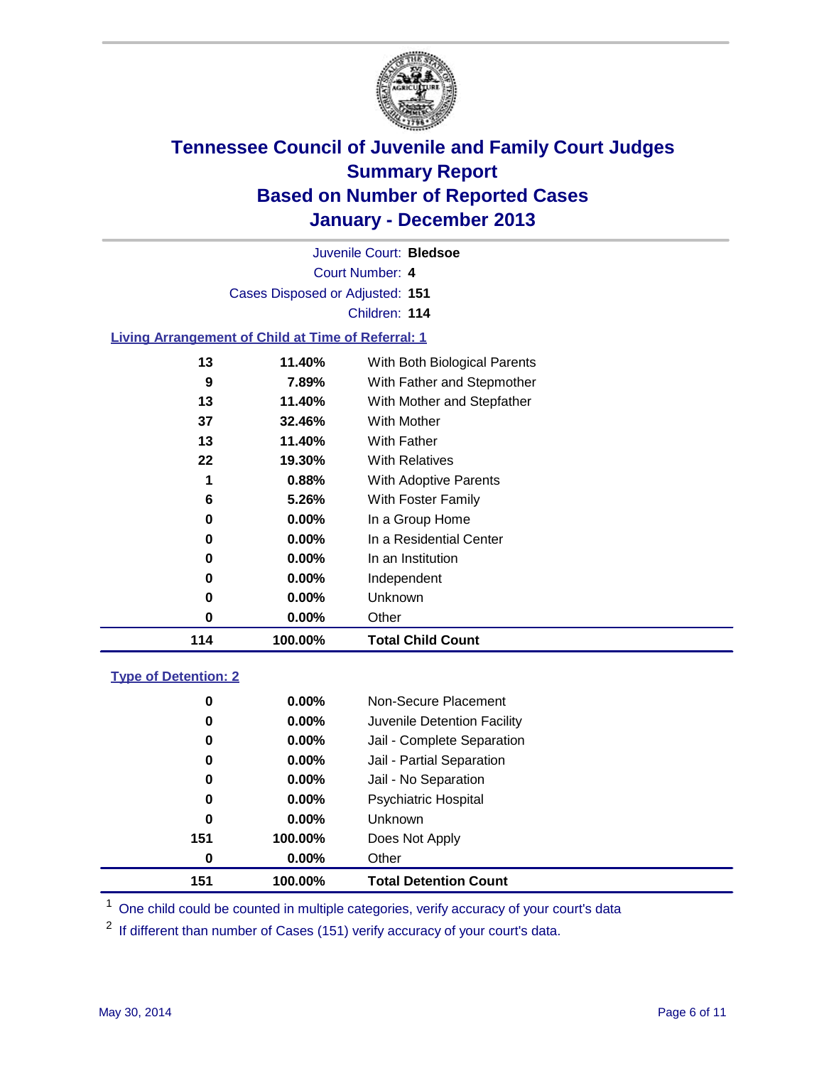# Tennessee Council of Juvenile and Family Court Judges
## Summary Report
## Based on Number of Reported Cases
## January - December 2013

Juvenile Court: **Bledsoe**

Court Number: **4**

Cases Disposed or Adjusted: **151**

Children: **114**

### Living Arrangement of Child at Time of Referral: 1

| Count | Percent | Category |
|---|---|---|
| 13 | 11.40% | With Both Biological Parents |
| 9 | 7.89% | With Father and Stepmother |
| 13 | 11.40% | With Mother and Stepfather |
| 37 | 32.46% | With Mother |
| 13 | 11.40% | With Father |
| 22 | 19.30% | With Relatives |
| 1 | 0.88% | With Adoptive Parents |
| 6 | 5.26% | With Foster Family |
| 0 | 0.00% | In a Group Home |
| 0 | 0.00% | In a Residential Center |
| 0 | 0.00% | In an Institution |
| 0 | 0.00% | Independent |
| 0 | 0.00% | Unknown |
| 0 | 0.00% | Other |
| **114** | **100.00%** | **Total Child Count** |

### Type of Detention: 2

| Count | Percent | Category |
|---|---|---|
| 0 | 0.00% | Non-Secure Placement |
| 0 | 0.00% | Juvenile Detention Facility |
| 0 | 0.00% | Jail - Complete Separation |
| 0 | 0.00% | Jail - Partial Separation |
| 0 | 0.00% | Jail - No Separation |
| 0 | 0.00% | Psychiatric Hospital |
| 0 | 0.00% | Unknown |
| 151 | 100.00% | Does Not Apply |
| 0 | 0.00% | Other |
| **151** | **100.00%** | **Total Detention Count** |

[1] One child could be counted in multiple categories, verify accuracy of your court's data

[2] If different than number of Cases (151) verify accuracy of your court's data.

May 30, 2014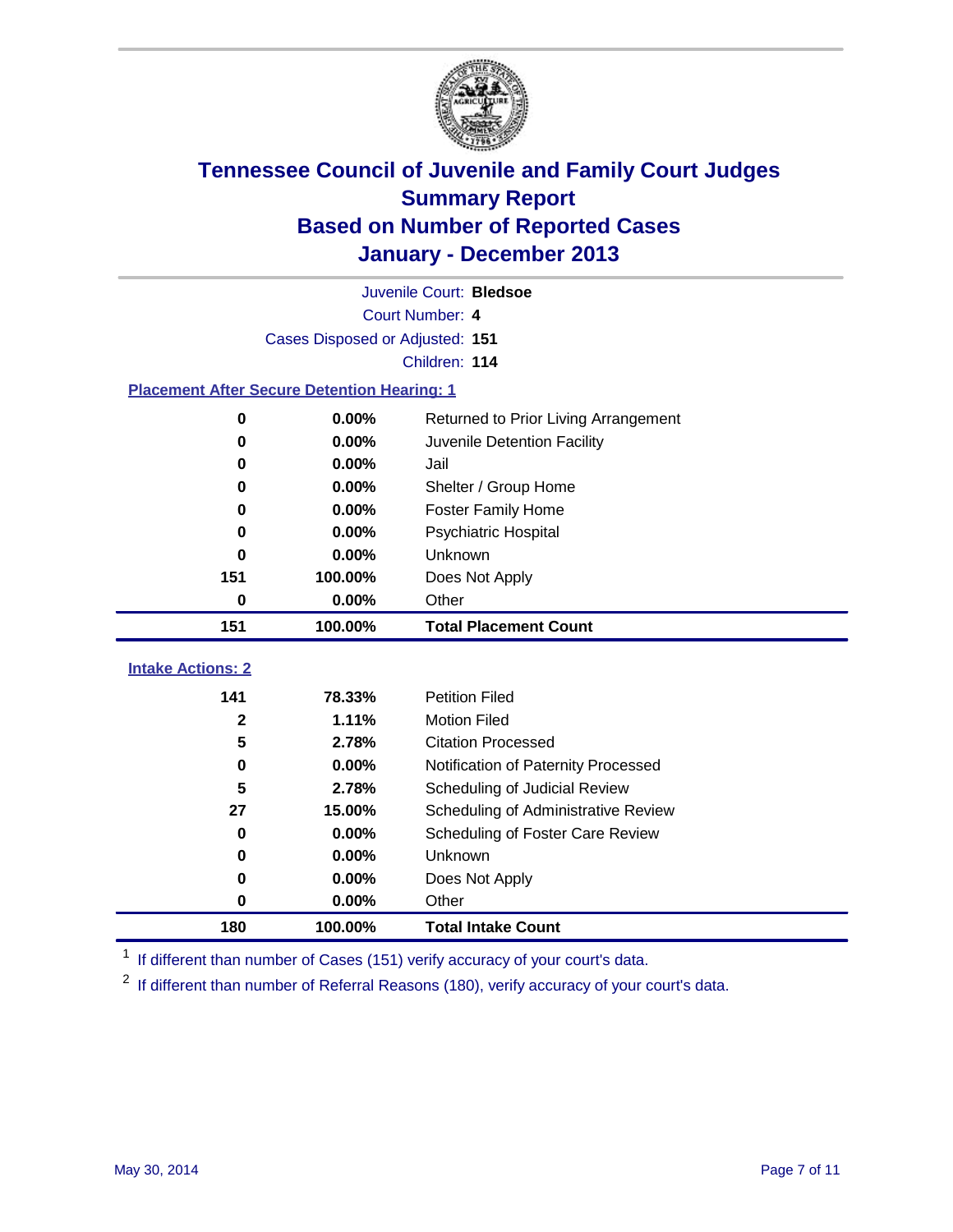# Tennessee Council of Juvenile and Family Court Judges
## Summary Report
## Based on Number of Reported Cases
## January - December 2013

Juvenile Court: **Bledsoe**

Court Number: **4**

Cases Disposed or Adjusted: **151**

Children: **114**

### Placement After Secure Detention Hearing: 1

| Count | Percent | Placement |
|---|---|---|
| 0 | 0.00% | Returned to Prior Living Arrangement |
| 0 | 0.00% | Juvenile Detention Facility |
| 0 | 0.00% | Jail |
| 0 | 0.00% | Shelter / Group Home |
| 0 | 0.00% | Foster Family Home |
| 0 | 0.00% | Psychiatric Hospital |
| 0 | 0.00% | Unknown |
| 151 | 100.00% | Does Not Apply |
| 0 | 0.00% | Other |
| **151** | **100.00%** | **Total Placement Count** |

### Intake Actions: 2

| Count | Percent | Intake Action |
|---|---|---|
| 141 | 78.33% | Petition Filed |
| 2 | 1.11% | Motion Filed |
| 5 | 2.78% | Citation Processed |
| 0 | 0.00% | Notification of Paternity Processed |
| 5 | 2.78% | Scheduling of Judicial Review |
| 27 | 15.00% | Scheduling of Administrative Review |
| 0 | 0.00% | Scheduling of Foster Care Review |
| 0 | 0.00% | Unknown |
| 0 | 0.00% | Does Not Apply |
| 0 | 0.00% | Other |
| **180** | **100.00%** | **Total Intake Count** |

[1] If different than number of Cases (151) verify accuracy of your court's data.

[2] If different than number of Referral Reasons (180), verify accuracy of your court's data.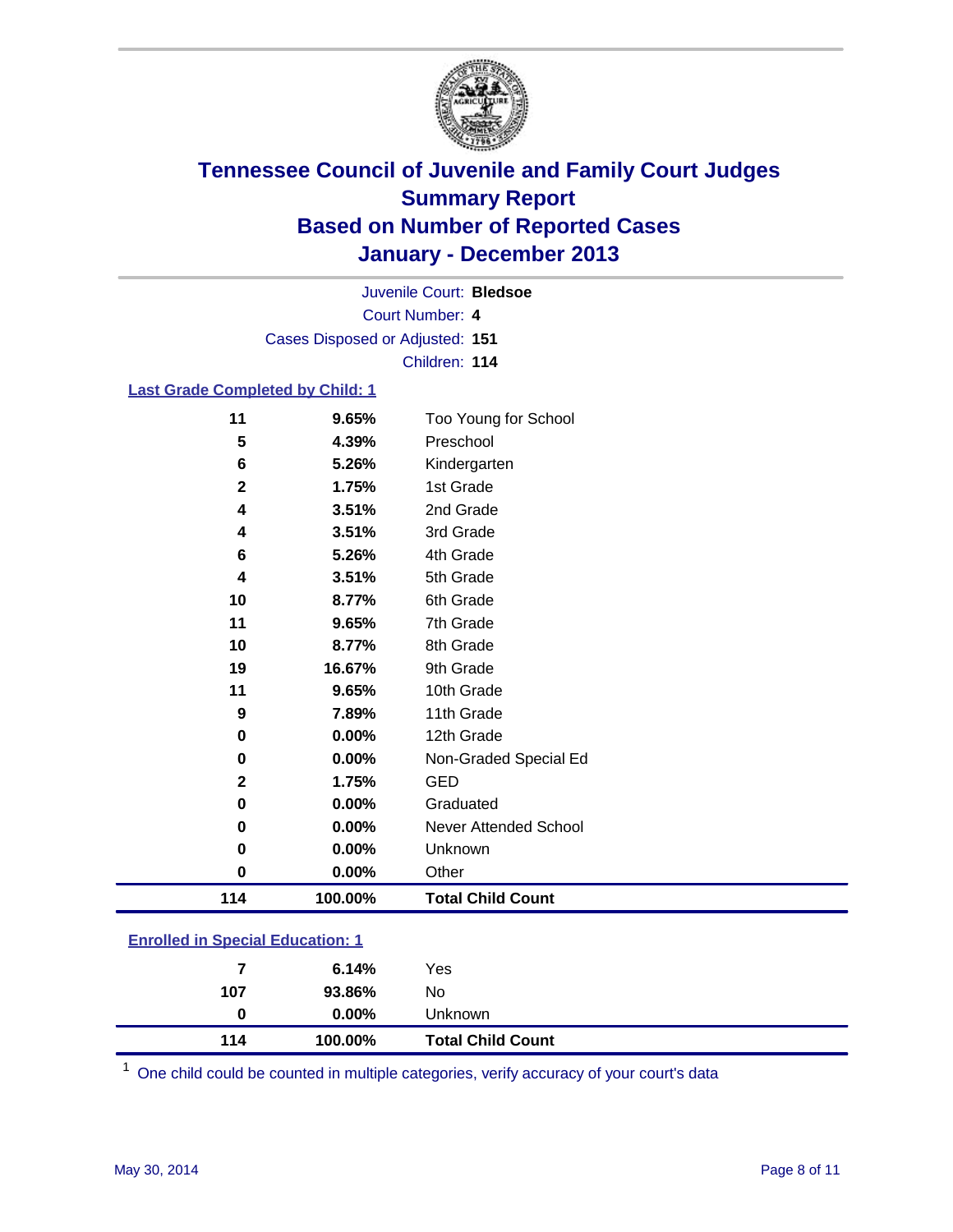# Tennessee Council of Juvenile and Family Court Judges
## Summary Report
## Based on Number of Reported Cases
## January - December 2013

Juvenile Court: **Bledsoe**

Court Number: **4**

Cases Disposed or Adjusted: **151**

Children: **114**

### Last Grade Completed by Child: 1

| | | |
|---|---|---|
| 11 | 9.65% | Too Young for School |
| 5 | 4.39% | Preschool |
| 6 | 5.26% | Kindergarten |
| 2 | 1.75% | 1st Grade |
| 4 | 3.51% | 2nd Grade |
| 4 | 3.51% | 3rd Grade |
| 6 | 5.26% | 4th Grade |
| 4 | 3.51% | 5th Grade |
| 10 | 8.77% | 6th Grade |
| 11 | 9.65% | 7th Grade |
| 10 | 8.77% | 8th Grade |
| 19 | 16.67% | 9th Grade |
| 11 | 9.65% | 10th Grade |
| 9 | 7.89% | 11th Grade |
| 0 | 0.00% | 12th Grade |
| 0 | 0.00% | Non-Graded Special Ed |
| 2 | 1.75% | GED |
| 0 | 0.00% | Graduated |
| 0 | 0.00% | Never Attended School |
| 0 | 0.00% | Unknown |
| 0 | 0.00% | Other |
| **114** | **100.00%** | **Total Child Count** |

### Enrolled in Special Education: 1

| | | |
|---|---|---|
| 7 | 6.14% | Yes |
| 107 | 93.86% | No |
| 0 | 0.00% | Unknown |
| **114** | **100.00%** | **Total Child Count** |

[1] One child could be counted in multiple categories, verify accuracy of your court's data

May 30, 2014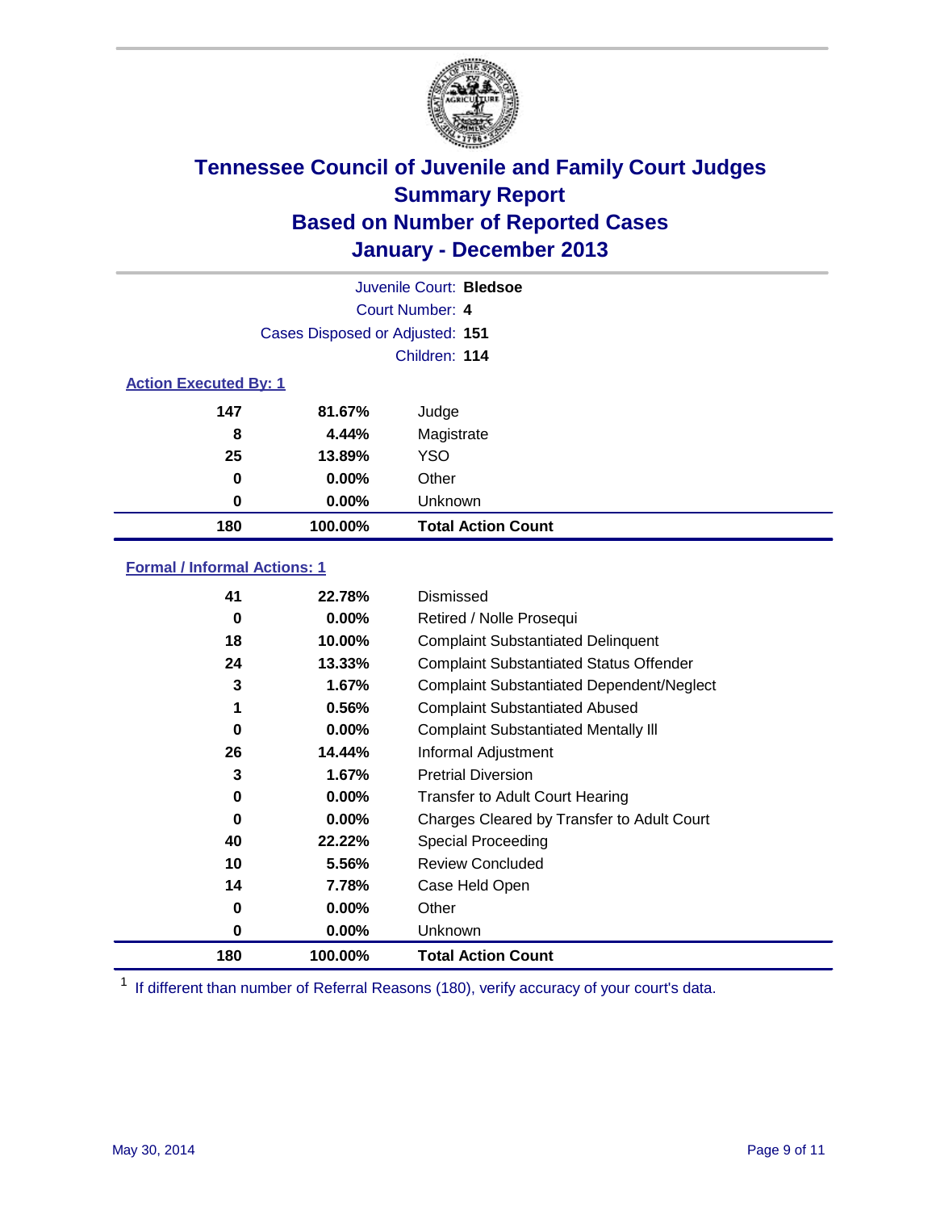# Tennessee Council of Juvenile and Family Court Judges
# Summary Report
# Based on Number of Reported Cases
# January - December 2013

Juvenile Court: **Bledsoe**
Court Number: **4**
Cases Disposed or Adjusted: **151**
Children: **114**

### Action Executed By: 1

| | | |
|---|---|---|
| **147** | **81.67%** | Judge |
| **8** | **4.44%** | Magistrate |
| **25** | **13.89%** | YSO |
| **0** | **0.00%** | Other |
| **0** | **0.00%** | Unknown |
| **180** | **100.00%** | **Total Action Count** |

### Formal / Informal Actions: 1

| | | |
|---|---|---|
| **41** | **22.78%** | Dismissed |
| **0** | **0.00%** | Retired / Nolle Prosequi |
| **18** | **10.00%** | Complaint Substantiated Delinquent |
| **24** | **13.33%** | Complaint Substantiated Status Offender |
| **3** | **1.67%** | Complaint Substantiated Dependent/Neglect |
| **1** | **0.56%** | Complaint Substantiated Abused |
| **0** | **0.00%** | Complaint Substantiated Mentally Ill |
| **26** | **14.44%** | Informal Adjustment |
| **3** | **1.67%** | Pretrial Diversion |
| **0** | **0.00%** | Transfer to Adult Court Hearing |
| **0** | **0.00%** | Charges Cleared by Transfer to Adult Court |
| **40** | **22.22%** | Special Proceeding |
| **10** | **5.56%** | Review Concluded |
| **14** | **7.78%** | Case Held Open |
| **0** | **0.00%** | Other |
| **0** | **0.00%** | Unknown |
| **180** | **100.00%** | **Total Action Count** |

[1] If different than number of Referral Reasons (180), verify accuracy of your court's data.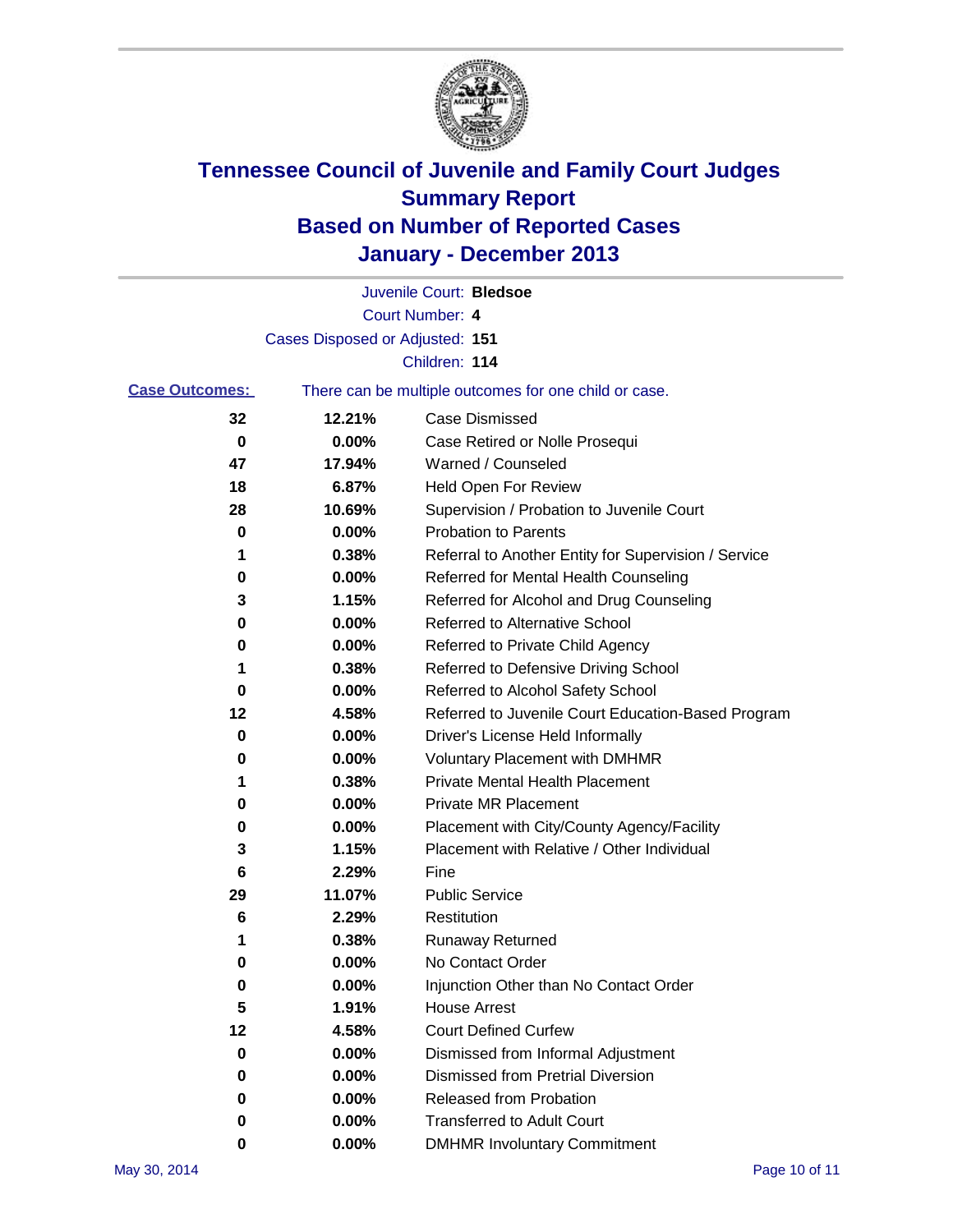# Tennessee Council of Juvenile and Family Court Judges
## Summary Report
## Based on Number of Reported Cases
## January - December 2013

Juvenile Court: **Bledsoe**

Court Number: **4**

Cases Disposed or Adjusted: **151**

Children: **114**

**Case Outcomes:** There can be multiple outcomes for one child or case.

| Count | Percent | Outcome |
|---|---|---|
| 32 | 12.21% | Case Dismissed |
| 0 | 0.00% | Case Retired or Nolle Prosequi |
| 47 | 17.94% | Warned / Counseled |
| 18 | 6.87% | Held Open For Review |
| 28 | 10.69% | Supervision / Probation to Juvenile Court |
| 0 | 0.00% | Probation to Parents |
| 1 | 0.38% | Referral to Another Entity for Supervision / Service |
| 0 | 0.00% | Referred for Mental Health Counseling |
| 3 | 1.15% | Referred for Alcohol and Drug Counseling |
| 0 | 0.00% | Referred to Alternative School |
| 0 | 0.00% | Referred to Private Child Agency |
| 1 | 0.38% | Referred to Defensive Driving School |
| 0 | 0.00% | Referred to Alcohol Safety School |
| 12 | 4.58% | Referred to Juvenile Court Education-Based Program |
| 0 | 0.00% | Driver's License Held Informally |
| 0 | 0.00% | Voluntary Placement with DMHMR |
| 1 | 0.38% | Private Mental Health Placement |
| 0 | 0.00% | Private MR Placement |
| 0 | 0.00% | Placement with City/County Agency/Facility |
| 3 | 1.15% | Placement with Relative / Other Individual |
| 6 | 2.29% | Fine |
| 29 | 11.07% | Public Service |
| 6 | 2.29% | Restitution |
| 1 | 0.38% | Runaway Returned |
| 0 | 0.00% | No Contact Order |
| 0 | 0.00% | Injunction Other than No Contact Order |
| 5 | 1.91% | House Arrest |
| 12 | 4.58% | Court Defined Curfew |
| 0 | 0.00% | Dismissed from Informal Adjustment |
| 0 | 0.00% | Dismissed from Pretrial Diversion |
| 0 | 0.00% | Released from Probation |
| 0 | 0.00% | Transferred to Adult Court |
| 0 | 0.00% | DMHMR Involuntary Commitment |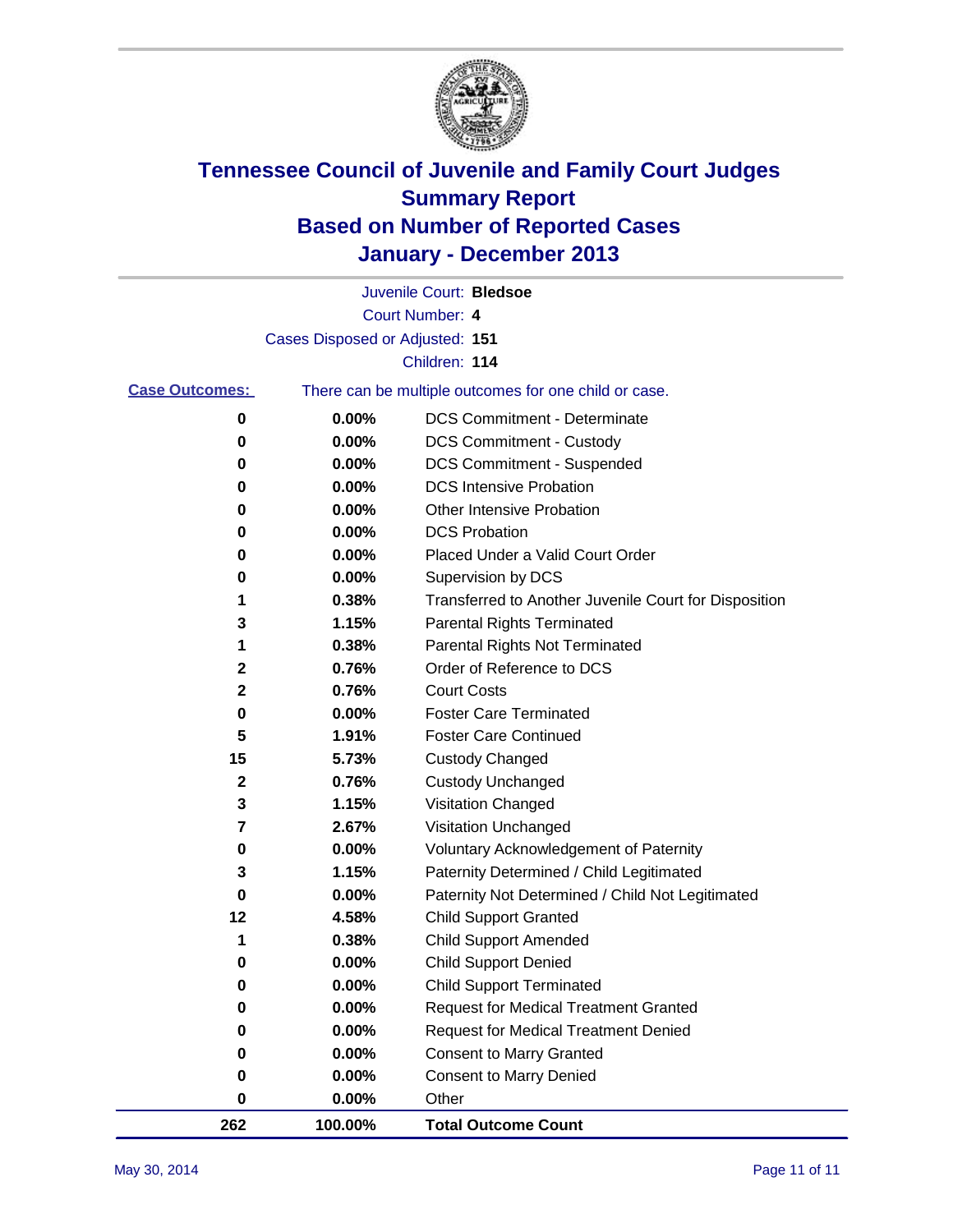# Tennessee Council of Juvenile and Family Court Judges
## Summary Report
## Based on Number of Reported Cases
## January - December 2013

Juvenile Court: **Bledsoe**

Court Number: **4**

Cases Disposed or Adjusted: **151**

Children: **114**

**Case Outcomes:** There can be multiple outcomes for one child or case.

| | | |
|---|---|---|
| 0 | 0.00% | DCS Commitment - Determinate |
| 0 | 0.00% | DCS Commitment - Custody |
| 0 | 0.00% | DCS Commitment - Suspended |
| 0 | 0.00% | DCS Intensive Probation |
| 0 | 0.00% | Other Intensive Probation |
| 0 | 0.00% | DCS Probation |
| 0 | 0.00% | Placed Under a Valid Court Order |
| 0 | 0.00% | Supervision by DCS |
| 1 | 0.38% | Transferred to Another Juvenile Court for Disposition |
| 3 | 1.15% | Parental Rights Terminated |
| 1 | 0.38% | Parental Rights Not Terminated |
| 2 | 0.76% | Order of Reference to DCS |
| 2 | 0.76% | Court Costs |
| 0 | 0.00% | Foster Care Terminated |
| 5 | 1.91% | Foster Care Continued |
| 15 | 5.73% | Custody Changed |
| 2 | 0.76% | Custody Unchanged |
| 3 | 1.15% | Visitation Changed |
| 7 | 2.67% | Visitation Unchanged |
| 0 | 0.00% | Voluntary Acknowledgement of Paternity |
| 3 | 1.15% | Paternity Determined / Child Legitimated |
| 0 | 0.00% | Paternity Not Determined / Child Not Legitimated |
| 12 | 4.58% | Child Support Granted |
| 1 | 0.38% | Child Support Amended |
| 0 | 0.00% | Child Support Denied |
| 0 | 0.00% | Child Support Terminated |
| 0 | 0.00% | Request for Medical Treatment Granted |
| 0 | 0.00% | Request for Medical Treatment Denied |
| 0 | 0.00% | Consent to Marry Granted |
| 0 | 0.00% | Consent to Marry Denied |
| 0 | 0.00% | Other |
| **262** | **100.00%** | **Total Outcome Count** |

May 30, 2014